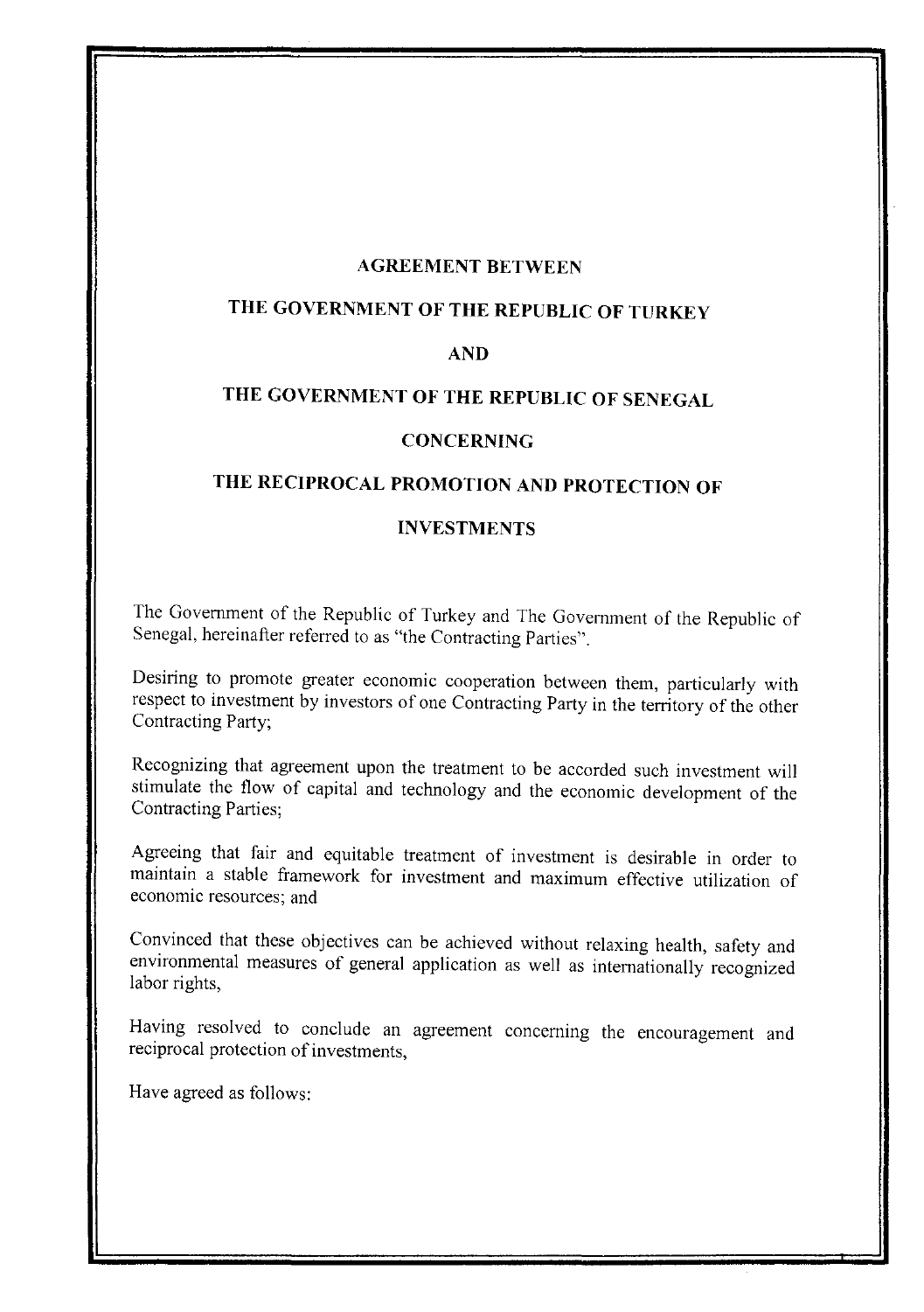# AGREEMENT BETWEEN

# THE GOVERNMENT OF THE REPUBLIC OF TURKEY

# AND

# THE GOVERNMENT OF THE REPUBLIC OF SENEGAL

# CONCERNING

# THE RECIPROCAL PROMOTION AND PROTECTION OF

# INVESTMENTS

The Government of the Republic of Turkey and The Government of the Republic of Senegal, hereinafter referred to as "the Contracting Parties".

Desiring to promote greater economic cooperation between them, particularly with respect to investment by investors of one Contracting Party in the territory of the other Contracting Party;

Recognizing that agreement upon the treatment to be accorded such investment will stimulate the flow of capital and technology and the economic development of the Contracting Parties;

Agreeing that fair and equitable treatment of investment is desirable in order to maintain a stable framework for investment and maximum effective utilization of economic resources; and

Convinced that these objectives can be achieved without relaxing health, safety and environmental measures of general application as well as internationally recognized labor rights,

Having resolved to conclude an agreement concerning the encouragement and reciprocal protection of investments,

Have agreed as follows: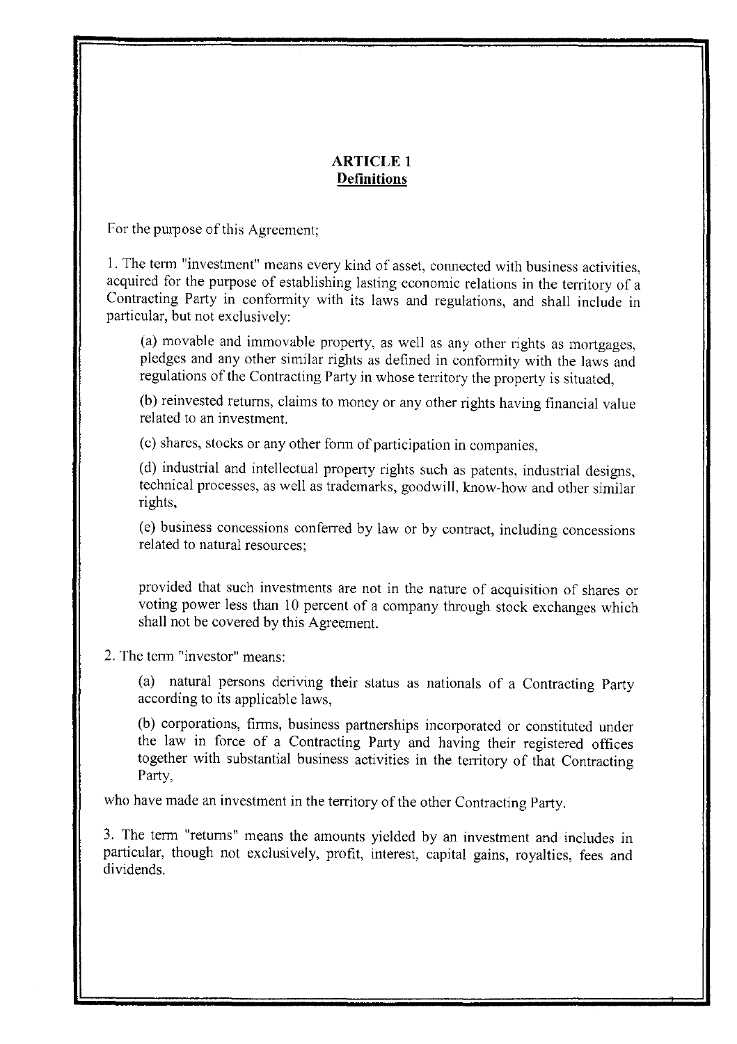## ARTICLE 1
## Definitions

For the purpose of this Agreement;

1. The term "investment" means every kind of asset, connected with business activities, acquired for the purpose of establishing lasting economic relations in the territory of a Contracting Party in conformity with its laws and regulations, and shall include in particular, but not exclusively:

   (a) movable and immovable property, as well as any other rights as mortgages, pledges and any other similar rights as defined in conformity with the laws and regulations of the Contracting Party in whose territory the property is situated,

   (b) reinvested returns, claims to money or any other rights having financial value related to an investment.

   (c) shares, stocks or any other form of participation in companies,

   (d) industrial and intellectual property rights such as patents, industrial designs, technical processes, as well as trademarks, goodwill, know-how and other similar rights,

   (e) business concessions conferred by law or by contract, including concessions related to natural resources;

   provided that such investments are not in the nature of acquisition of shares or voting power less than 10 percent of a company through stock exchanges which shall not be covered by this Agreement.

2. The term "investor" means:

   (a) natural persons deriving their status as nationals of a Contracting Party according to its applicable laws,

   (b) corporations, firms, business partnerships incorporated or constituted under the law in force of a Contracting Party and having their registered offices together with substantial business activities in the territory of that Contracting Party,

who have made an investment in the territory of the other Contracting Party.

3. The term "returns" means the amounts yielded by an investment and includes in particular, though not exclusively, profit, interest, capital gains, royalties, fees and dividends.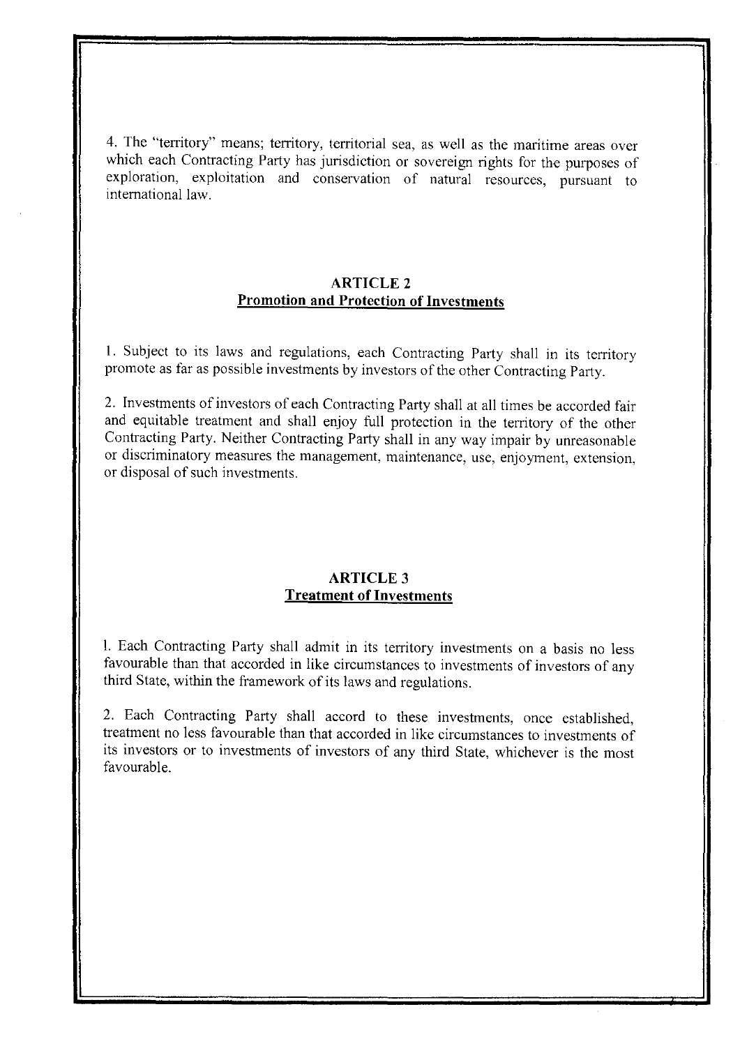4. The "territory" means; territory, territorial sea, as well as the maritime areas over which each Contracting Party has jurisdiction or sovereign rights for the purposes of exploration, exploitation and conservation of natural resources, pursuant to international law.

## ARTICLE 2
## Promotion and Protection of Investments

1. Subject to its laws and regulations, each Contracting Party shall in its territory promote as far as possible investments by investors of the other Contracting Party.

2. Investments of investors of each Contracting Party shall at all times be accorded fair and equitable treatment and shall enjoy full protection in the territory of the other Contracting Party. Neither Contracting Party shall in any way impair by unreasonable or discriminatory measures the management, maintenance, use, enjoyment, extension, or disposal of such investments.

## ARTICLE 3
## Treatment of Investments

1. Each Contracting Party shall admit in its territory investments on a basis no less favourable than that accorded in like circumstances to investments of investors of any third State, within the framework of its laws and regulations.

2. Each Contracting Party shall accord to these investments, once established, treatment no less favourable than that accorded in like circumstances to investments of its investors or to investments of investors of any third State, whichever is the most favourable.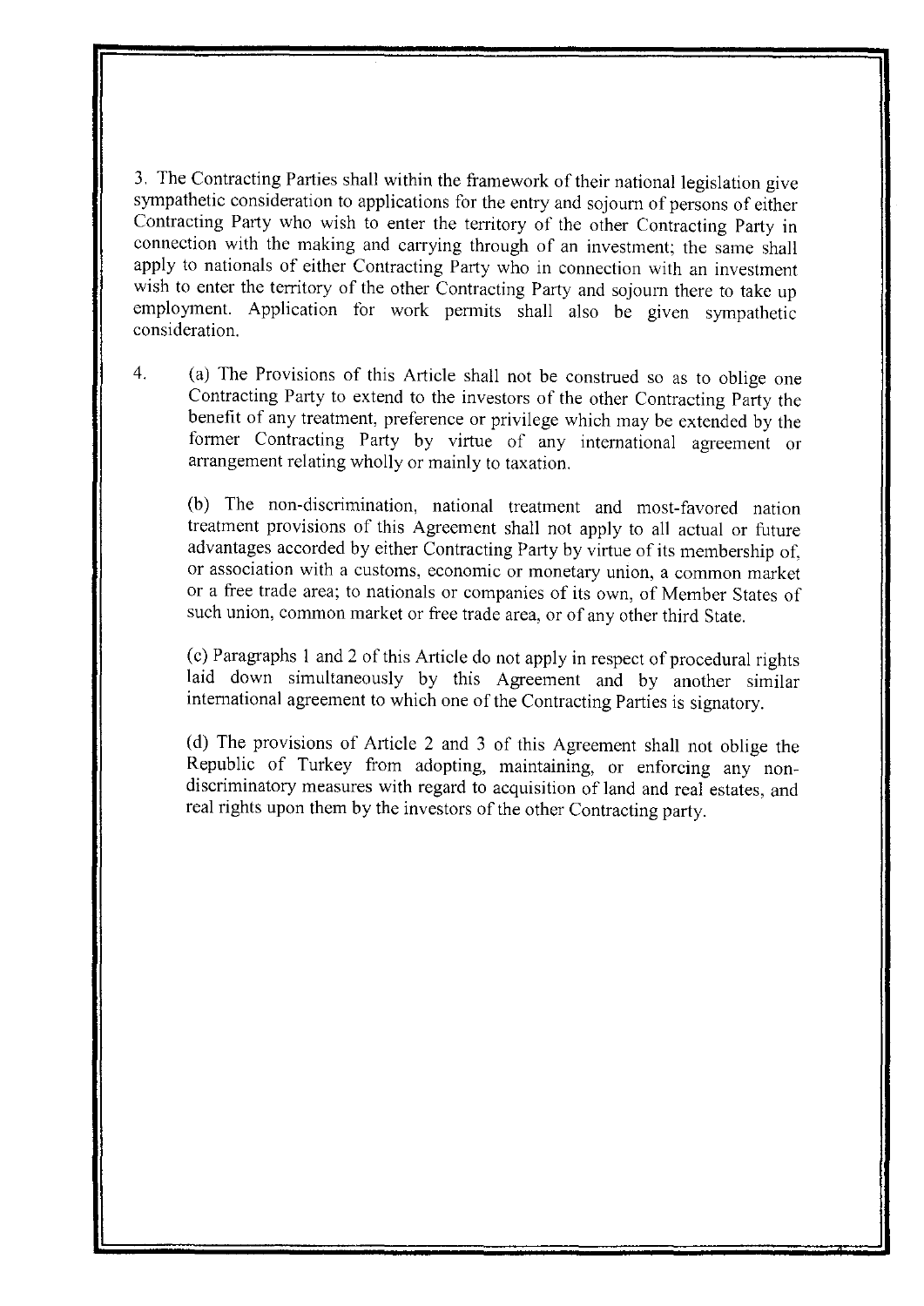3. The Contracting Parties shall within the framework of their national legislation give sympathetic consideration to applications for the entry and sojourn of persons of either Contracting Party who wish to enter the territory of the other Contracting Party in connection with the making and carrying through of an investment; the same shall apply to nationals of either Contracting Party who in connection with an investment wish to enter the territory of the other Contracting Party and sojourn there to take up employment. Application for work permits shall also be given sympathetic consideration.

4. (a) The Provisions of this Article shall not be construed so as to oblige one Contracting Party to extend to the investors of the other Contracting Party the benefit of any treatment, preference or privilege which may be extended by the former Contracting Party by virtue of any international agreement or arrangement relating wholly or mainly to taxation.

(b) The non-discrimination, national treatment and most-favored nation treatment provisions of this Agreement shall not apply to all actual or future advantages accorded by either Contracting Party by virtue of its membership of, or association with a customs, economic or monetary union, a common market or a free trade area; to nationals or companies of its own, of Member States of such union, common market or free trade area, or of any other third State.

(c) Paragraphs 1 and 2 of this Article do not apply in respect of procedural rights laid down simultaneously by this Agreement and by another similar international agreement to which one of the Contracting Parties is signatory.

(d) The provisions of Article 2 and 3 of this Agreement shall not oblige the Republic of Turkey from adopting, maintaining, or enforcing any non-discriminatory measures with regard to acquisition of land and real estates, and real rights upon them by the investors of the other Contracting party.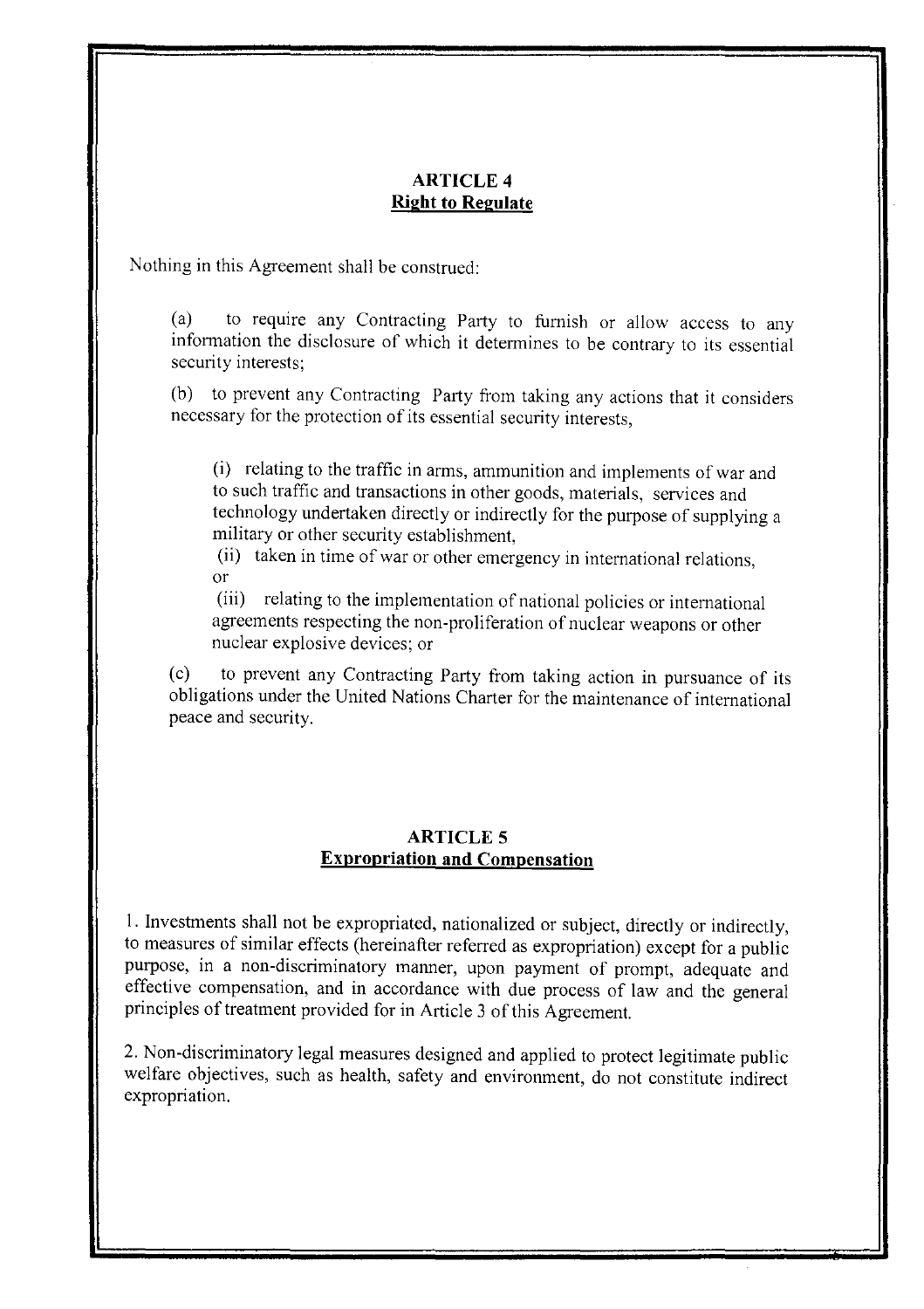## ARTICLE 4
**Right to Regulate**

Nothing in this Agreement shall be construed:

(a) to require any Contracting Party to furnish or allow access to any information the disclosure of which it determines to be contrary to its essential security interests;

(b) to prevent any Contracting Party from taking any actions that it considers necessary for the protection of its essential security interests,

(i) relating to the traffic in arms, ammunition and implements of war and to such traffic and transactions in other goods, materials, services and technology undertaken directly or indirectly for the purpose of supplying a military or other security establishment,

(ii) taken in time of war or other emergency in international relations, or

(iii) relating to the implementation of national policies or international agreements respecting the non-proliferation of nuclear weapons or other nuclear explosive devices; or

(c) to prevent any Contracting Party from taking action in pursuance of its obligations under the United Nations Charter for the maintenance of international peace and security.

## ARTICLE 5
**Expropriation and Compensation**

1. Investments shall not be expropriated, nationalized or subject, directly or indirectly, to measures of similar effects (hereinafter referred as expropriation) except for a public purpose, in a non-discriminatory manner, upon payment of prompt, adequate and effective compensation, and in accordance with due process of law and the general principles of treatment provided for in Article 3 of this Agreement.

2. Non-discriminatory legal measures designed and applied to protect legitimate public welfare objectives, such as health, safety and environment, do not constitute indirect expropriation.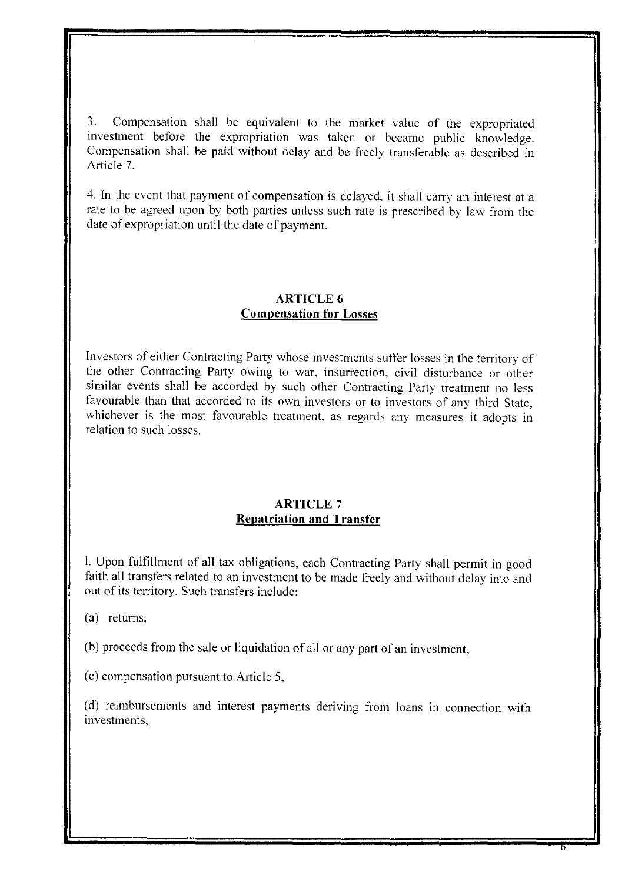3. Compensation shall be equivalent to the market value of the expropriated investment before the expropriation was taken or became public knowledge. Compensation shall be paid without delay and be freely transferable as described in Article 7.

4. In the event that payment of compensation is delayed, it shall carry an interest at a rate to be agreed upon by both parties unless such rate is prescribed by law from the date of expropriation until the date of payment.

## ARTICLE 6
## Compensation for Losses

Investors of either Contracting Party whose investments suffer losses in the territory of the other Contracting Party owing to war, insurrection, civil disturbance or other similar events shall be accorded by such other Contracting Party treatment no less favourable than that accorded to its own investors or to investors of any third State, whichever is the most favourable treatment, as regards any measures it adopts in relation to such losses.

## ARTICLE 7
## Repatriation and Transfer

1. Upon fulfillment of all tax obligations, each Contracting Party shall permit in good faith all transfers related to an investment to be made freely and without delay into and out of its territory. Such transfers include:

(a) returns,

(b) proceeds from the sale or liquidation of all or any part of an investment,

(c) compensation pursuant to Article 5,

(d) reimbursements and interest payments deriving from loans in connection with investments,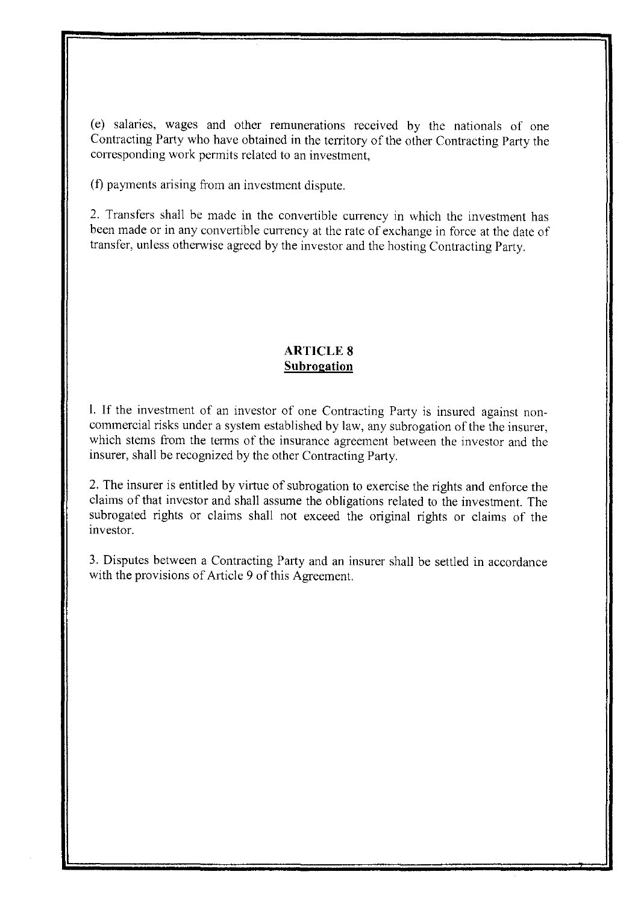(e) salaries, wages and other remunerations received by the nationals of one Contracting Party who have obtained in the territory of the other Contracting Party the corresponding work permits related to an investment,

(f) payments arising from an investment dispute.

2. Transfers shall be made in the convertible currency in which the investment has been made or in any convertible currency at the rate of exchange in force at the date of transfer, unless otherwise agreed by the investor and the hosting Contracting Party.

## ARTICLE 8
## Subrogation

1. If the investment of an investor of one Contracting Party is insured against non-commercial risks under a system established by law, any subrogation of the the insurer, which stems from the terms of the insurance agreement between the investor and the insurer, shall be recognized by the other Contracting Party.

2. The insurer is entitled by virtue of subrogation to exercise the rights and enforce the claims of that investor and shall assume the obligations related to the investment. The subrogated rights or claims shall not exceed the original rights or claims of the investor.

3. Disputes between a Contracting Party and an insurer shall be settled in accordance with the provisions of Article 9 of this Agreement.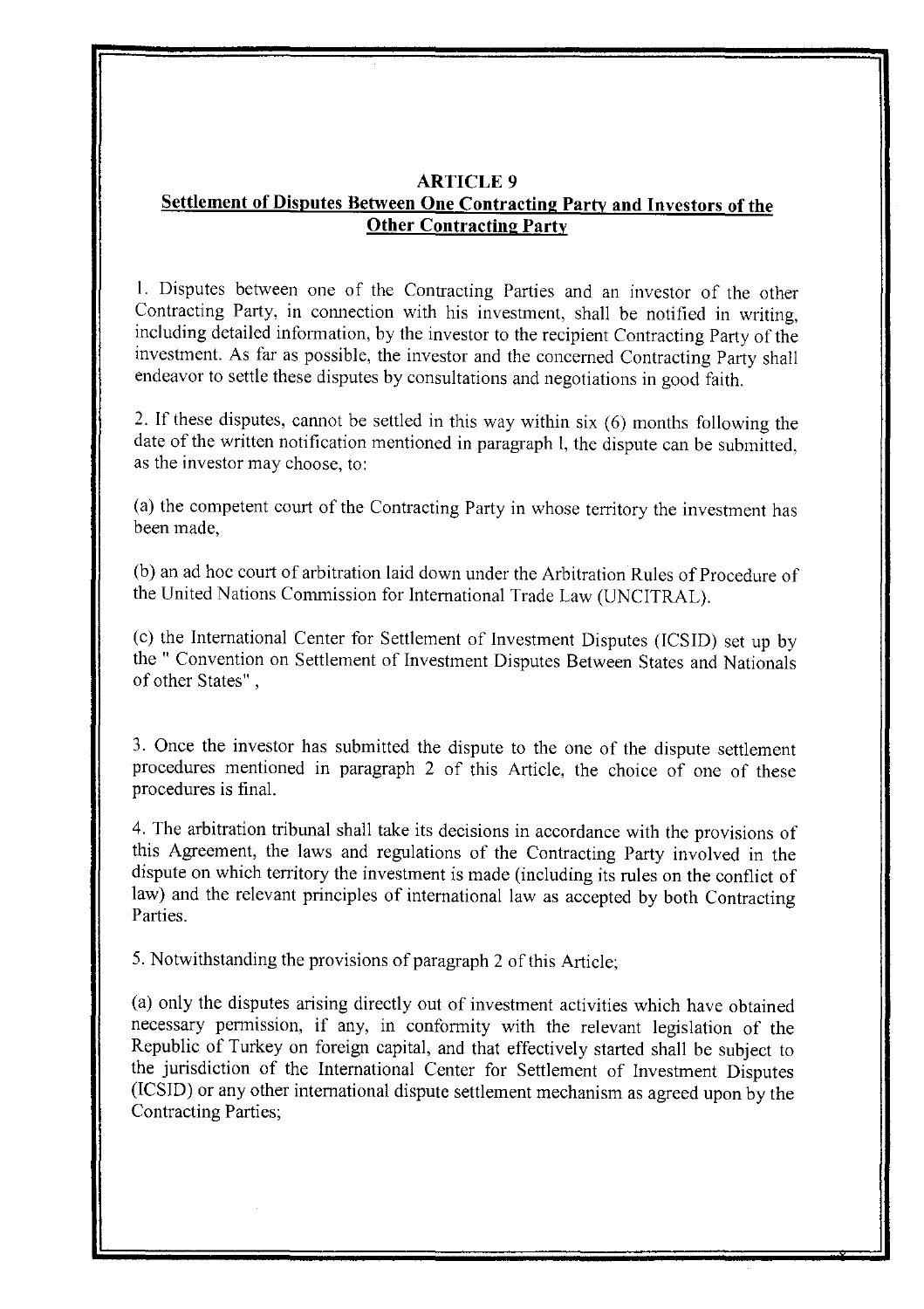## ARTICLE 9

### Settlement of Disputes Between One Contracting Party and Investors of the Other Contracting Party

1. Disputes between one of the Contracting Parties and an investor of the other Contracting Party, in connection with his investment, shall be notified in writing, including detailed information, by the investor to the recipient Contracting Party of the investment. As far as possible, the investor and the concerned Contracting Party shall endeavor to settle these disputes by consultations and negotiations in good faith.

2. If these disputes, cannot be settled in this way within six (6) months following the date of the written notification mentioned in paragraph 1, the dispute can be submitted, as the investor may choose, to:

(a) the competent court of the Contracting Party in whose territory the investment has been made,

(b) an ad hoc court of arbitration laid down under the Arbitration Rules of Procedure of the United Nations Commission for International Trade Law (UNCITRAL).

(c) the International Center for Settlement of Investment Disputes (ICSID) set up by the " Convention on Settlement of Investment Disputes Between States and Nationals of other States" ,

3. Once the investor has submitted the dispute to the one of the dispute settlement procedures mentioned in paragraph 2 of this Article, the choice of one of these procedures is final.

4. The arbitration tribunal shall take its decisions in accordance with the provisions of this Agreement, the laws and regulations of the Contracting Party involved in the dispute on which territory the investment is made (including its rules on the conflict of law) and the relevant principles of international law as accepted by both Contracting Parties.

5. Notwithstanding the provisions of paragraph 2 of this Article;

(a) only the disputes arising directly out of investment activities which have obtained necessary permission, if any, in conformity with the relevant legislation of the Republic of Turkey on foreign capital, and that effectively started shall be subject to the jurisdiction of the International Center for Settlement of Investment Disputes (ICSID) or any other international dispute settlement mechanism as agreed upon by the Contracting Parties;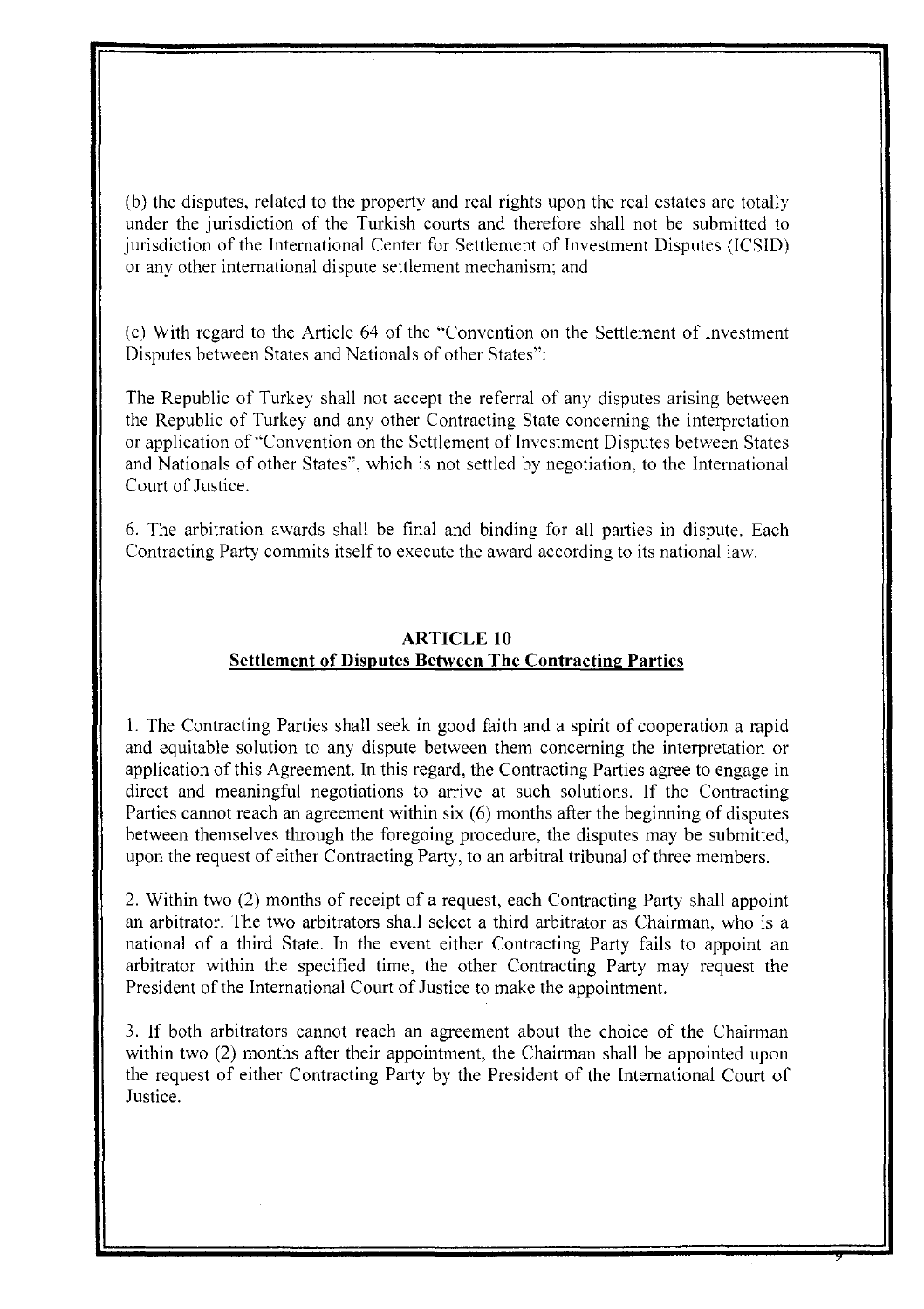(b) the disputes, related to the property and real rights upon the real estates are totally under the jurisdiction of the Turkish courts and therefore shall not be submitted to jurisdiction of the International Center for Settlement of Investment Disputes (ICSID) or any other international dispute settlement mechanism; and

(c) With regard to the Article 64 of the "Convention on the Settlement of Investment Disputes between States and Nationals of other States":

The Republic of Turkey shall not accept the referral of any disputes arising between the Republic of Turkey and any other Contracting State concerning the interpretation or application of "Convention on the Settlement of Investment Disputes between States and Nationals of other States", which is not settled by negotiation, to the International Court of Justice.

6. The arbitration awards shall be final and binding for all parties in dispute. Each Contracting Party commits itself to execute the award according to its national law.

## ARTICLE 10
## Settlement of Disputes Between The Contracting Parties

1. The Contracting Parties shall seek in good faith and a spirit of cooperation a rapid and equitable solution to any dispute between them concerning the interpretation or application of this Agreement. In this regard, the Contracting Parties agree to engage in direct and meaningful negotiations to arrive at such solutions. If the Contracting Parties cannot reach an agreement within six (6) months after the beginning of disputes between themselves through the foregoing procedure, the disputes may be submitted, upon the request of either Contracting Party, to an arbitral tribunal of three members.

2. Within two (2) months of receipt of a request, each Contracting Party shall appoint an arbitrator. The two arbitrators shall select a third arbitrator as Chairman, who is a national of a third State. In the event either Contracting Party fails to appoint an arbitrator within the specified time, the other Contracting Party may request the President of the International Court of Justice to make the appointment.

3. If both arbitrators cannot reach an agreement about the choice of the Chairman within two (2) months after their appointment, the Chairman shall be appointed upon the request of either Contracting Party by the President of the International Court of Justice.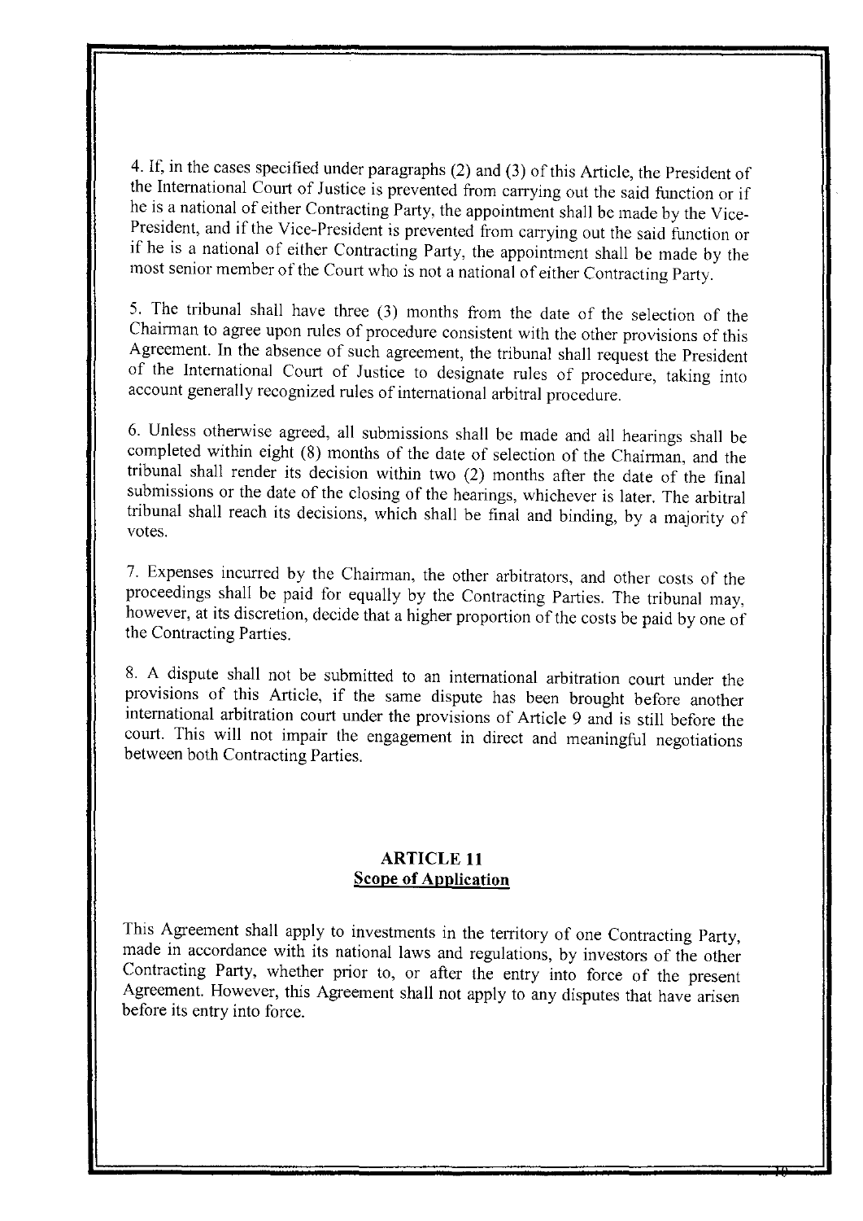4. If, in the cases specified under paragraphs (2) and (3) of this Article, the President of the International Court of Justice is prevented from carrying out the said function or if he is a national of either Contracting Party, the appointment shall be made by the Vice-President, and if the Vice-President is prevented from carrying out the said function or if he is a national of either Contracting Party, the appointment shall be made by the most senior member of the Court who is not a national of either Contracting Party.

5. The tribunal shall have three (3) months from the date of the selection of the Chairman to agree upon rules of procedure consistent with the other provisions of this Agreement. In the absence of such agreement, the tribunal shall request the President of the International Court of Justice to designate rules of procedure, taking into account generally recognized rules of international arbitral procedure.

6. Unless otherwise agreed, all submissions shall be made and all hearings shall be completed within eight (8) months of the date of selection of the Chairman, and the tribunal shall render its decision within two (2) months after the date of the final submissions or the date of the closing of the hearings, whichever is later. The arbitral tribunal shall reach its decisions, which shall be final and binding, by a majority of votes.

7. Expenses incurred by the Chairman, the other arbitrators, and other costs of the proceedings shall be paid for equally by the Contracting Parties. The tribunal may, however, at its discretion, decide that a higher proportion of the costs be paid by one of the Contracting Parties.

8. A dispute shall not be submitted to an international arbitration court under the provisions of this Article, if the same dispute has been brought before another international arbitration court under the provisions of Article 9 and is still before the court. This will not impair the engagement in direct and meaningful negotiations between both Contracting Parties.

## ARTICLE 11
## Scope of Application

This Agreement shall apply to investments in the territory of one Contracting Party, made in accordance with its national laws and regulations, by investors of the other Contracting Party, whether prior to, or after the entry into force of the present Agreement. However, this Agreement shall not apply to any disputes that have arisen before its entry into force.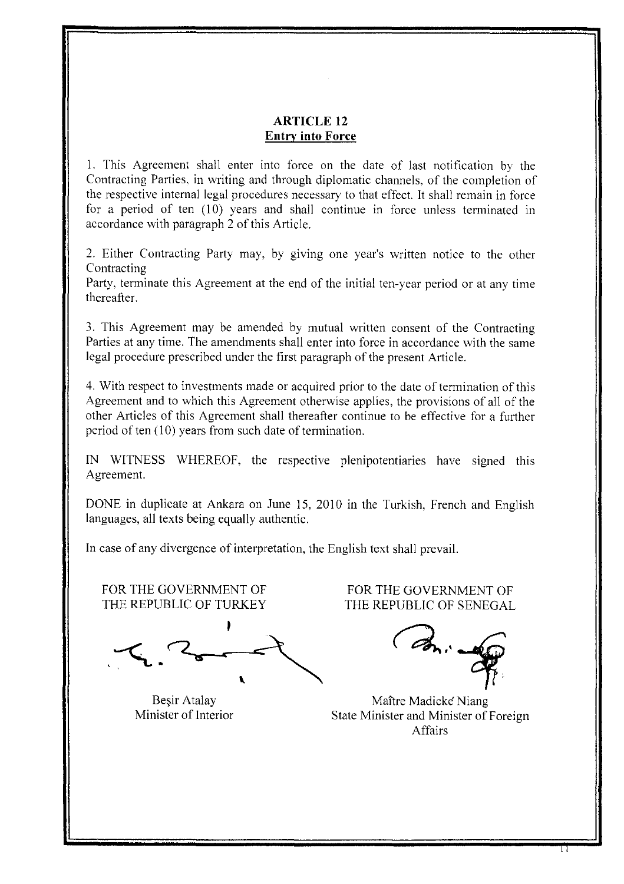**ARTICLE 12**
**Entry into Force**

1. This Agreement shall enter into force on the date of last notification by the Contracting Parties, in writing and through diplomatic channels, of the completion of the respective internal legal procedures necessary to that effect. It shall remain in force for a period of ten (10) years and shall continue in force unless terminated in accordance with paragraph 2 of this Article.

2. Either Contracting Party may, by giving one year's written notice to the other Contracting Party, terminate this Agreement at the end of the initial ten-year period or at any time thereafter.

3. This Agreement may be amended by mutual written consent of the Contracting Parties at any time. The amendments shall enter into force in accordance with the same legal procedure prescribed under the first paragraph of the present Article.

4. With respect to investments made or acquired prior to the date of termination of this Agreement and to which this Agreement otherwise applies, the provisions of all of the other Articles of this Agreement shall thereafter continue to be effective for a further period of ten (10) years from such date of termination.

IN WITNESS WHEREOF, the respective plenipotentiaries have signed this Agreement.

DONE in duplicate at Ankara on June 15, 2010 in the Turkish, French and English languages, all texts being equally authentic.

In case of any divergence of interpretation, the English text shall prevail.

| FOR THE GOVERNMENT OF THE REPUBLIC OF TURKEY | FOR THE GOVERNMENT OF THE REPUBLIC OF SENEGAL |
| --- | --- |
| Beşir Atalay | Maître Madické Niang |
| Minister of Interior | State Minister and Minister of Foreign Affairs |